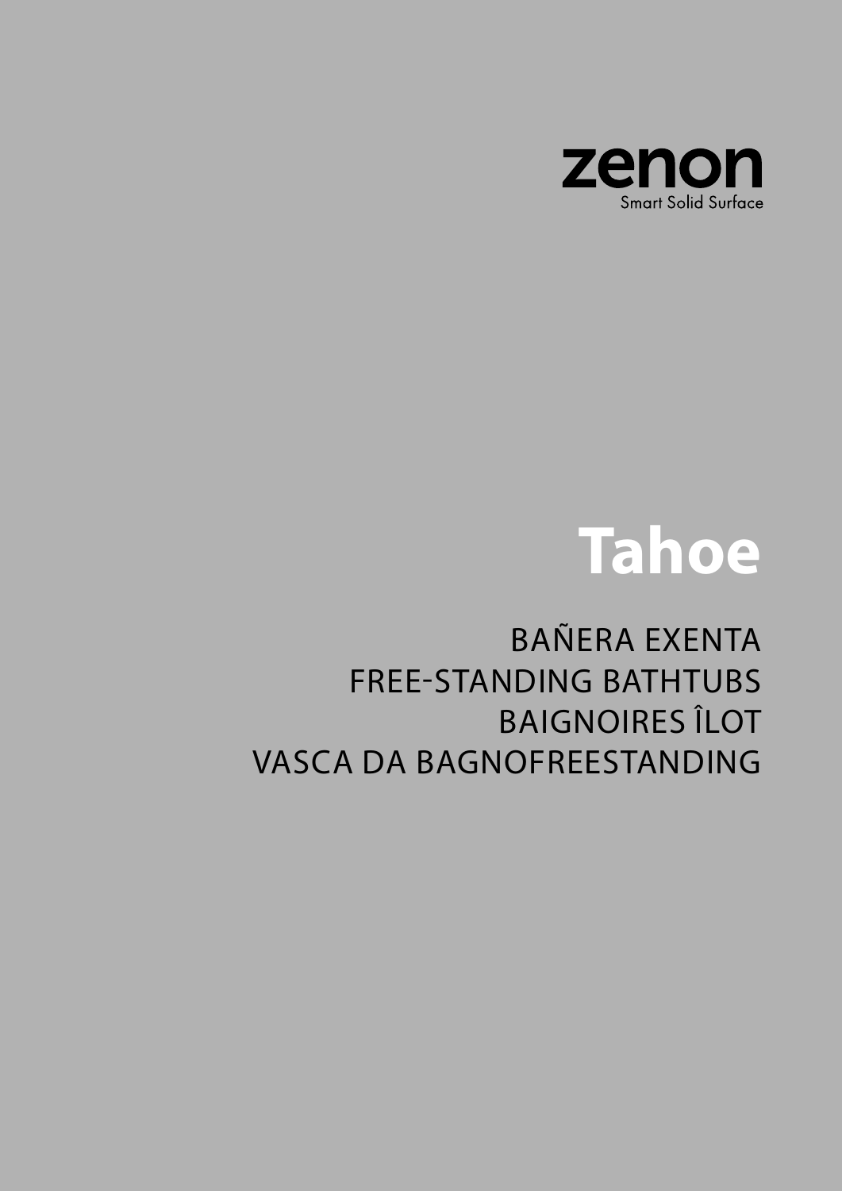zenon

Smart Solid Surface

# Tahoe

BAÑERA EXENTA
FREE-STANDING BATHTUBS
BAIGNOIRES ÎLOT
VASCA DA BAGNOFREESTANDING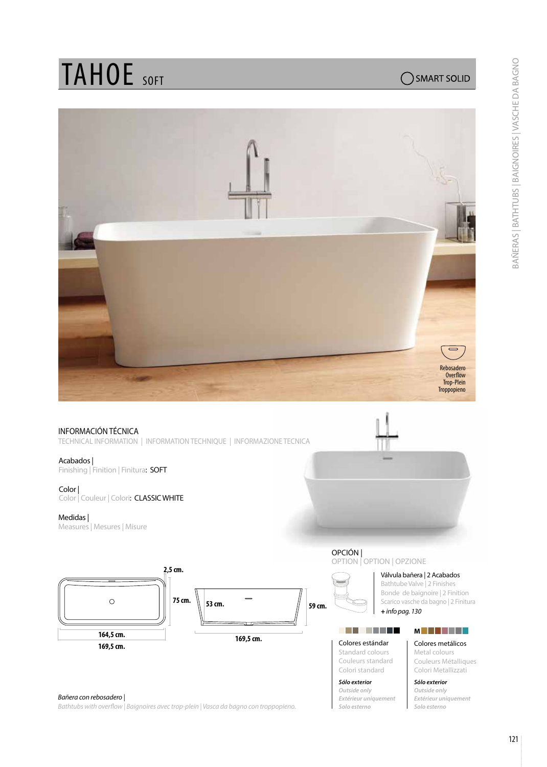# TAHOE SOFT

SMART SOLID

Rebosadero
Overflow
Trop-Plein
Troppopieno

## INFORMACIÓN TÉCNICA

TECHNICAL INFORMATION | INFORMATION TECHNIQUE | INFORMAZIONE TECNICA

Acabados |
Finishing | Finition | Finitura: SOFT

Color |
Color | Couleur | Colori: CLASSIC WHITE

Medidas |
Measures | Mesures | Misure

2,5 cm.
75 cm.
53 cm.
59 cm.
164,5 cm.
169,5 cm.
169,5 cm.

*Bañera con rebosadero |*
*Bathtubs with overflow | Baignoires avec trop-plein | Vasca da bagno con troppopieno.*

## OPCIÓN |

OPTION | OPTION | OPZIONE

Válvula bañera | 2 Acabados
Bathtube Valve | 2 Finishes
Bonde de baignoire | 2 Finition
Scarico vasche da bagno | 2 Finitura
*+ info pag. 130*

Colores estándar
Standard colours
Couleurs standard
Colori standard

***Sólo exterior***
*Outside only*
*Extérieur uniquement*
*Solo esterno*

M

Colores metálicos
Metal colours
Couleurs Métalliques
Colori Metallizzati

***Sólo exterior***
*Outside only*
*Extérieur uniquement*
*Solo esterno*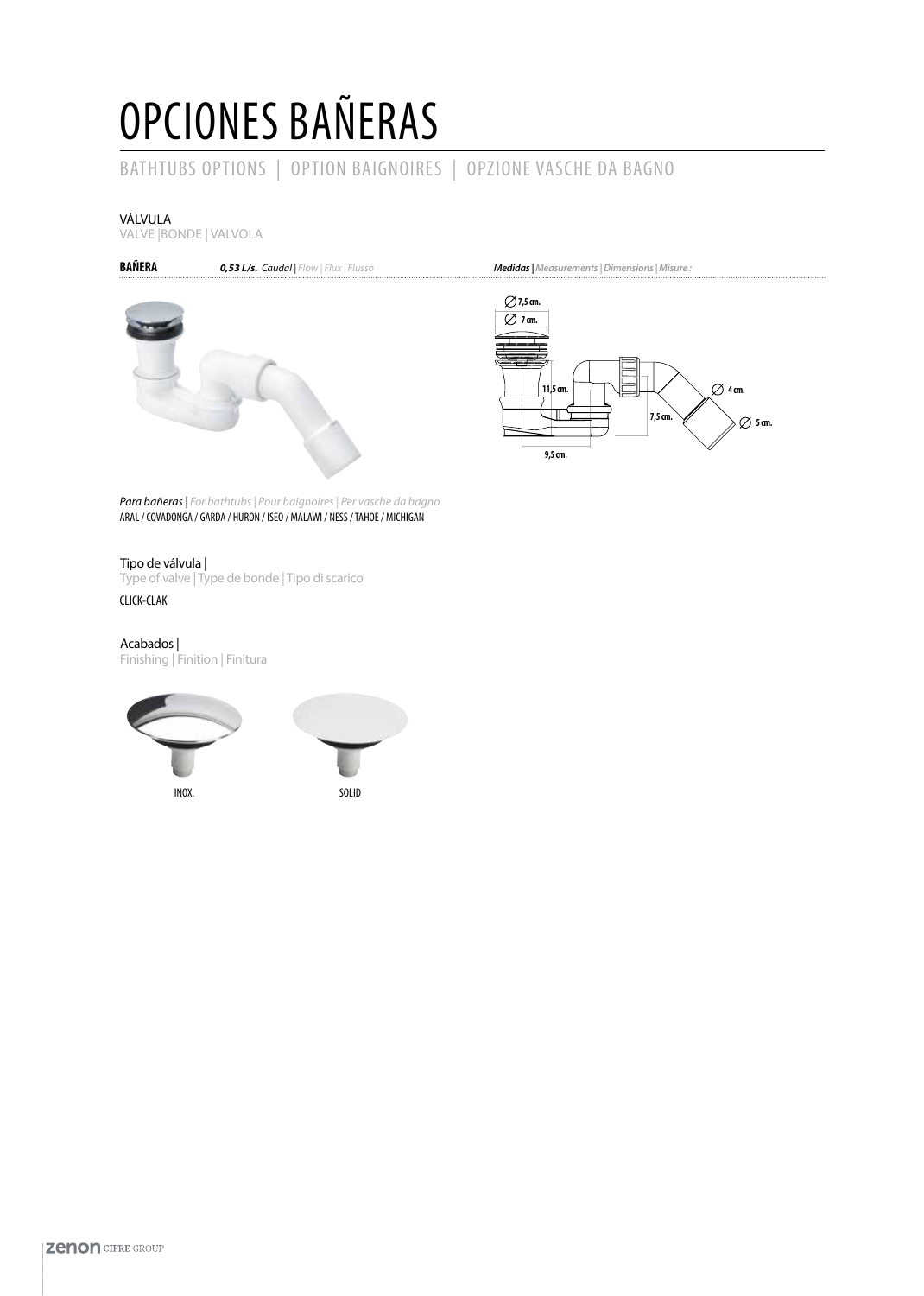# OPCIONES BAÑERAS

BATHTUBS OPTIONS | OPTION BAIGNOIRES | OPZIONE VASCHE DA BAGNO

## VÁLVULA

VALVE |BONDE | VALVOLA

**BAÑERA** ***0,53 l./s.*** *Caudal | Flow | Flux | Flusso* ***Medidas*** *| Measurements | Dimensions | Misure :*

∅ 7,5 cm.
∅ 7 cm.
11,5 cm.
7,5 cm.
9,5 cm.
∅ 4 cm.
∅ 5 cm.

*Para bañeras | For bathtubs | Pour baignoires | Per vasche da bagno*

ARAL / COVADONGA / GARDA / HURON / ISEO / MALAWI / NESS / TAHOE / MICHIGAN

Tipo de válvula |

Type of valve | Type de bonde | Tipo di scarico

CLICK-CLAK

Acabados |

Finishing | Finition | Finitura

INOX.

SOLID